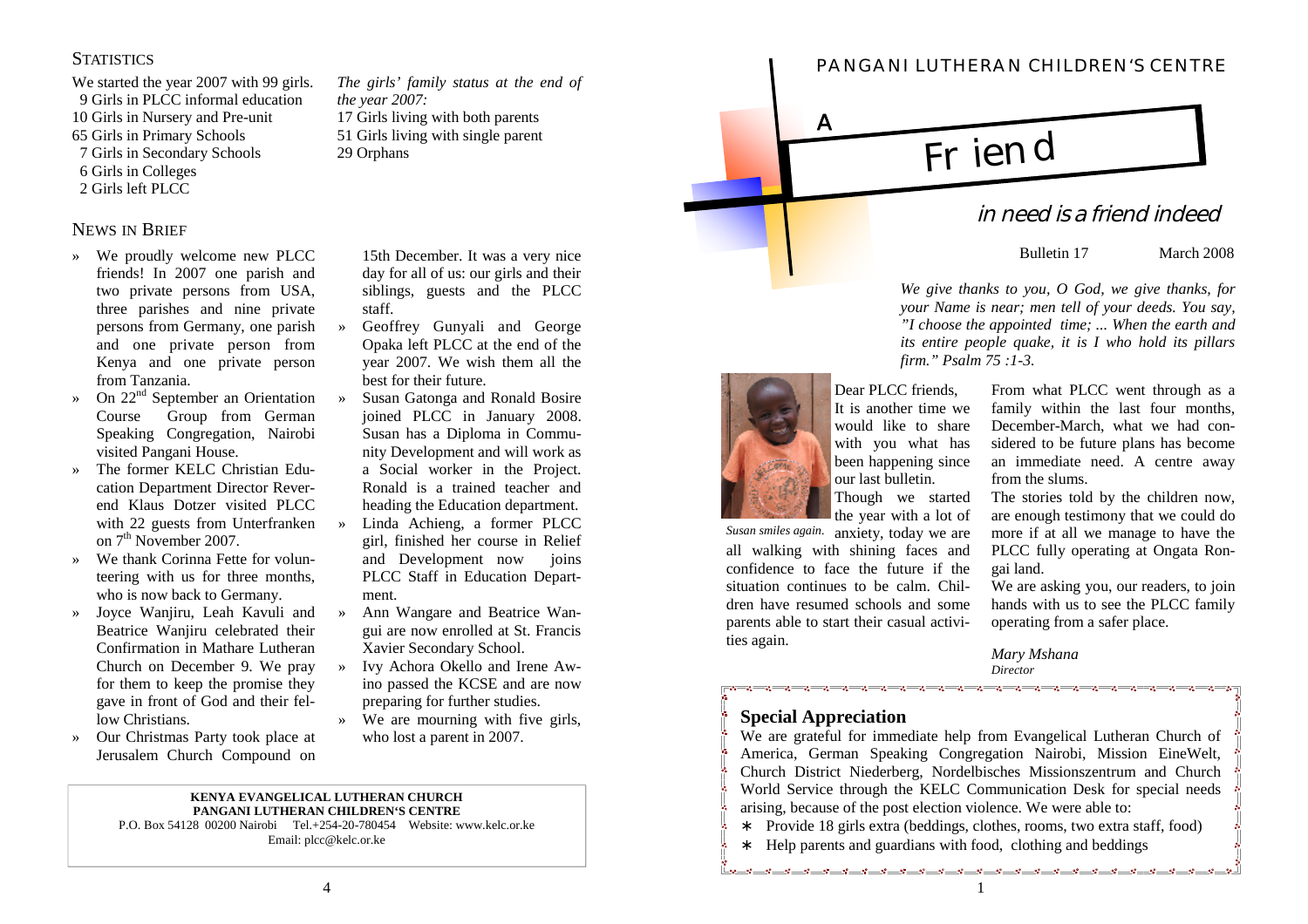## Statistics

We started the year 2007 with 99 girls.
9 Girls in PLCC informal education
10 Girls in Nursery and Pre-unit
65 Girls in Primary Schools
7 Girls in Secondary Schools
6 Girls in Colleges
2 Girls left PLCC

*The girls' family status at the end of the year 2007:*
17 Girls living with both parents
51 Girls living with single parent
29 Orphans

## News in Brief

- We proudly welcome new PLCC friends! In 2007 one parish and two private persons from USA, three parishes and nine private persons from Germany, one parish and one private person from Kenya and one private person from Tanzania.
- On 22nd September an Orientation Course Group from German Speaking Congregation, Nairobi visited Pangani House.
- The former KELC Christian Education Department Director Reverend Klaus Dotzer visited PLCC with 22 guests from Unterfranken on 7th November 2007.
- We thank Corinna Fette for volunteering with us for three months, who is now back to Germany.
- Joyce Wanjiru, Leah Kavuli and Beatrice Wanjiru celebrated their Confirmation in Mathare Lutheran Church on December 9. We pray for them to keep the promise they gave in front of God and their fellow Christians.
- Our Christmas Party took place at Jerusalem Church Compound on 15th December. It was a very nice day for all of us: our girls and their siblings, guests and the PLCC staff.
- Geoffrey Gunyali and George Opaka left PLCC at the end of the year 2007. We wish them all the best for their future.
- Susan Gatonga and Ronald Bosire joined PLCC in January 2008. Susan has a Diploma in Community Development and will work as a Social worker in the Project. Ronald is a trained teacher and heading the Education department.
- Linda Achieng, a former PLCC girl, finished her course in Relief and Development now joins PLCC Staff in Education Department.
- Ann Wangare and Beatrice Wangui are now enrolled at St. Francis Xavier Secondary School.
- Ivy Achora Okello and Irene Awino passed the KCSE and are now preparing for further studies.
- We are mourning with five girls, who lost a parent in 2007.

**KENYA EVANGELICAL LUTHERAN CHURCH**
**PANGANI LUTHERAN CHILDREN'S CENTRE**
P.O. Box 54128 00200 Nairobi Tel.+254-20-780454 Website: www.kelc.or.ke
Email: plcc@kelc.or.ke

---

PANGANI LUTHERAN CHILDREN'S CENTRE

# A Friend in need is a friend indeed

Bulletin 17 March 2008

*We give thanks to you, O God, we give thanks, for your Name is near; men tell of your deeds. You say, "I choose the appointed time; ... When the earth and its entire people quake, it is I who hold its pillars firm." Psalm 75 :1-3.*

*Susan smiles again.*

Dear PLCC friends,
It is another time we would like to share with you what has been happening since our last bulletin.
Though we started the year with a lot of anxiety, today we are all walking with shining faces and confidence to face the future if the situation continues to be calm. Children have resumed schools and some parents able to start their casual activities again.

From what PLCC went through as a family within the last four months, December-March, what we had considered to be future plans has become an immediate need. A centre away from the slums.

The stories told by the children now, are enough testimony that we could do more if at all we manage to have the PLCC fully operating at Ongata Rongai land.

We are asking you, our readers, to join hands with us to see the PLCC family operating from a safer place.

*Mary Mshana*
*Director*

## Special Appreciation

We are grateful for immediate help from Evangelical Lutheran Church of America, German Speaking Congregation Nairobi, Mission EineWelt, Church District Niederberg, Nordelbisches Missionszentrum and Church World Service through the KELC Communication Desk for special needs arising, because of the post election violence. We were able to:

- Provide 18 girls extra (beddings, clothes, rooms, two extra staff, food)
- Help parents and guardians with food, clothing and beddings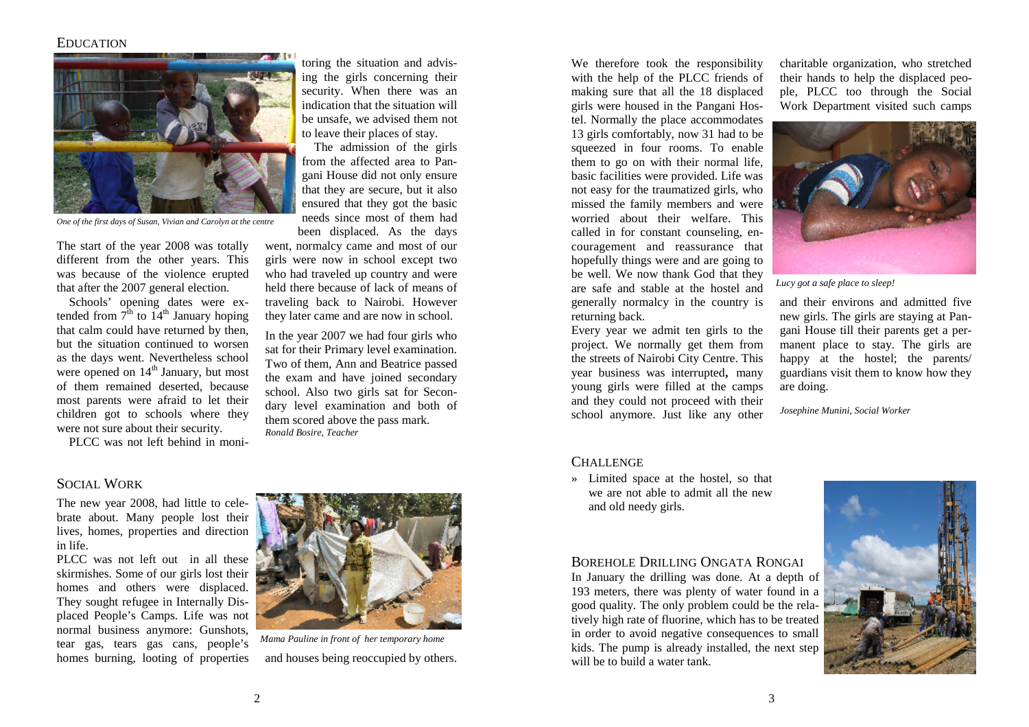## EDUCATION

*One of the first days of Susan, Vivian and Carolyn at the centre*

The start of the year 2008 was totally different from the other years. This was because of the violence erupted that after the 2007 general election.

Schools' opening dates were extended from 7[th] to 14[th] January hoping that calm could have returned by then, but the situation continued to worsen as the days went. Nevertheless school were opened on 14[th] January, but most of them remained deserted, because most parents were afraid to let their children got to schools where they were not sure about their security.

PLCC was not left behind in monitoring the situation and advising the girls concerning their security. When there was an indication that the situation will be unsafe, we advised them not to leave their places of stay.

The admission of the girls from the affected area to Pangani House did not only ensure that they are secure, but it also ensured that they got the basic needs since most of them had been displaced. As the days went, normalcy came and most of our girls were now in school except two who had traveled up country and were held there because of lack of means of traveling back to Nairobi. However they later came and are now in school.

In the year 2007 we had four girls who sat for their Primary level examination. Two of them, Ann and Beatrice passed the exam and have joined secondary school. Also two girls sat for Secondary level examination and both of them scored above the pass mark.

*Ronald Bosire, Teacher*

## SOCIAL WORK

The new year 2008, had little to celebrate about. Many people lost their lives, homes, properties and direction in life.

PLCC was not left out in all these skirmishes. Some of our girls lost their homes and others were displaced. They sought refugee in Internally Displaced People's Camps. Life was not normal business anymore: Gunshots, tear gas, tears gas cans, people's homes burning, looting of properties and houses being reoccupied by others.

*Mama Pauline in front of her temporary home*

We therefore took the responsibility with the help of the PLCC friends of making sure that all the 18 displaced girls were housed in the Pangani Hostel. Normally the place accommodates 13 girls comfortably, now 31 had to be squeezed in four rooms. To enable them to go on with their normal life, basic facilities were provided. Life was not easy for the traumatized girls, who missed the family members and were worried about their welfare. This called in for constant counseling, encouragement and reassurance that hopefully things were and are going to be well. We now thank God that they are safe and stable at the hostel and generally normalcy in the country is returning back.

Every year we admit ten girls to the project. We normally get them from the streets of Nairobi City Centre. This year business was interrupted**,** many young girls were filled at the camps and they could not proceed with their school anymore. Just like any other charitable organization, who stretched their hands to help the displaced people, PLCC too through the Social Work Department visited such camps and their environs and admitted five new girls. The girls are staying at Pangani House till their parents get a permanent place to stay. The girls are happy at the hostel; the parents/ guardians visit them to know how they are doing.

*Lucy got a safe place to sleep!*

*Josephine Munini, Social Worker*

## CHALLENGE

» Limited space at the hostel, so that we are not able to admit all the new and old needy girls.

## BOREHOLE DRILLING ONGATA RONGAI

In January the drilling was done. At a depth of 193 meters, there was plenty of water found in a good quality. The only problem could be the relatively high rate of fluorine, which has to be treated in order to avoid negative consequences to small kids. The pump is already installed, the next step will be to build a water tank.